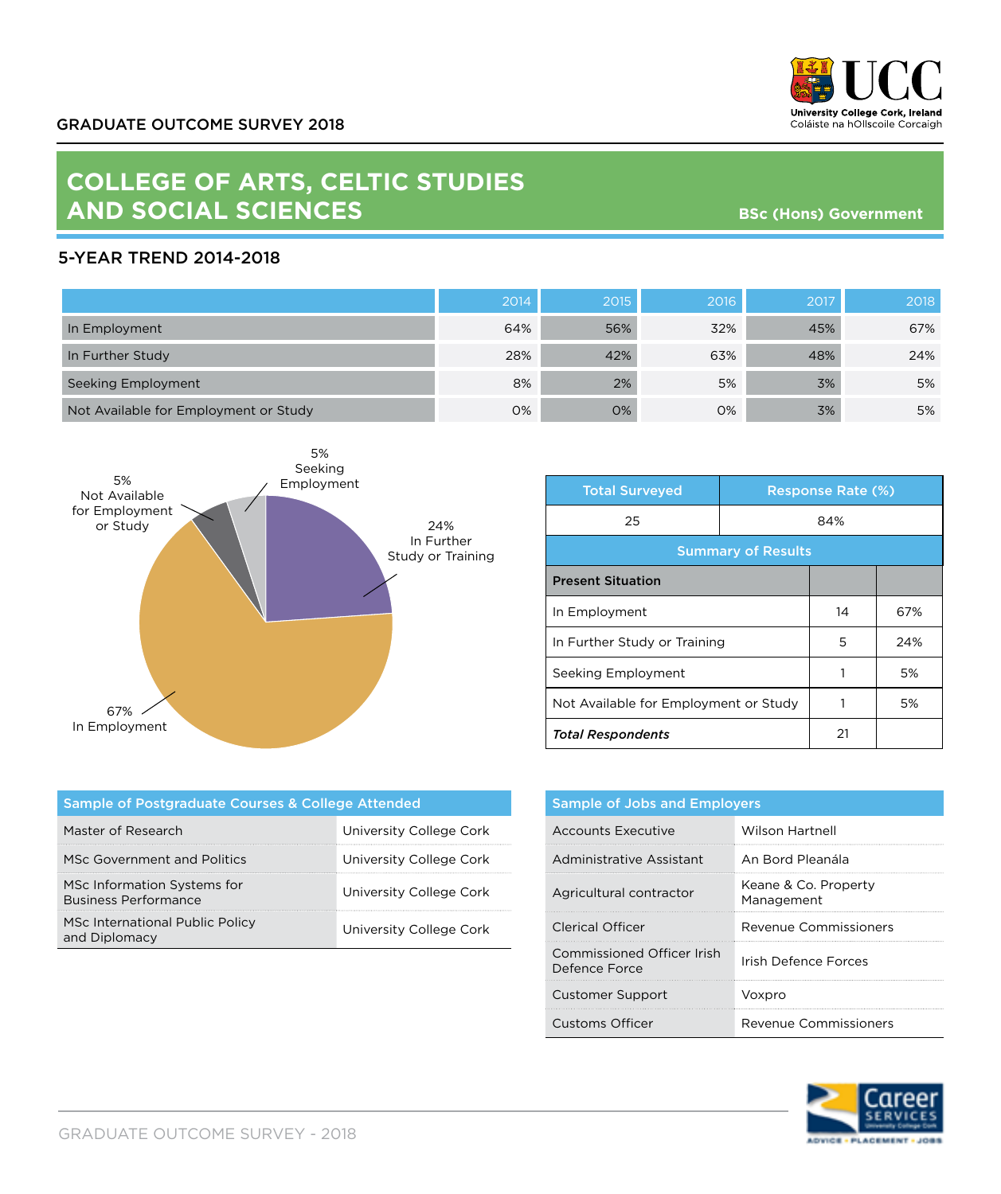GRADUATE OUTCOME SURVEY 2018

# COLLEGE OF ARTS, CELTIC STUDIES AND SOCIAL SCIENCES

**BSc (Hons) Government**

## 5-YEAR TREND 2014-2018

| | 2014 | 2015 | 2016 | 2017 | 2018 |
|---|---|---|---|---|---|
| In Employment | 64% | 56% | 32% | 45% | 67% |
| In Further Study | 28% | 42% | 63% | 48% | 24% |
| Seeking Employment | 8% | 2% | 5% | 3% | 5% |
| Not Available for Employment or Study | 0% | 0% | 0% | 3% | 5% |

5% Seeking Employment

5% Not Available for Employment or Study

24% In Further Study or Training

67% In Employment

| Total Surveyed | Response Rate (%) |
|---|---|
| 25 | 84% |

**Summary of Results**

| Present Situation | | |
|---|---|---|
| In Employment | 14 | 67% |
| In Further Study or Training | 5 | 24% |
| Seeking Employment | 1 | 5% |
| Not Available for Employment or Study | 1 | 5% |
| ***Total Respondents*** | 21 | |

| Sample of Postgraduate Courses & College Attended | |
|---|---|
| Master of Research | University College Cork |
| MSc Government and Politics | University College Cork |
| MSc Information Systems for Business Performance | University College Cork |
| MSc International Public Policy and Diplomacy | University College Cork |

| Sample of Jobs and Employers | |
|---|---|
| Accounts Executive | Wilson Hartnell |
| Administrative Assistant | An Bord Pleanála |
| Agricultural contractor | Keane & Co. Property Management |
| Clerical Officer | Revenue Commissioners |
| Commissioned Officer Irish Defence Force | Irish Defence Forces |
| Customer Support | Voxpro |
| Customs Officer | Revenue Commissioners |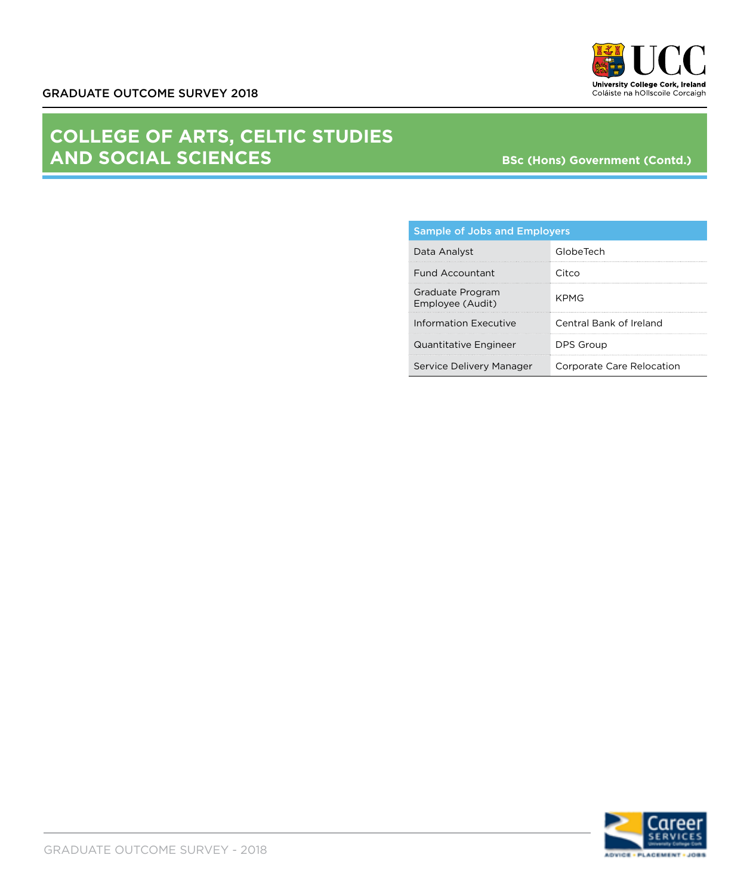# COLLEGE OF ARTS, CELTIC STUDIES AND SOCIAL SCIENCES

## BSc (Hons) Government (Contd.)

| Sample of Jobs and Employers | |
|---|---|
| Data Analyst | GlobeTech |
| Fund Accountant | Citco |
| Graduate Program Employee (Audit) | KPMG |
| Information Executive | Central Bank of Ireland |
| Quantitative Engineer | DPS Group |
| Service Delivery Manager | Corporate Care Relocation |